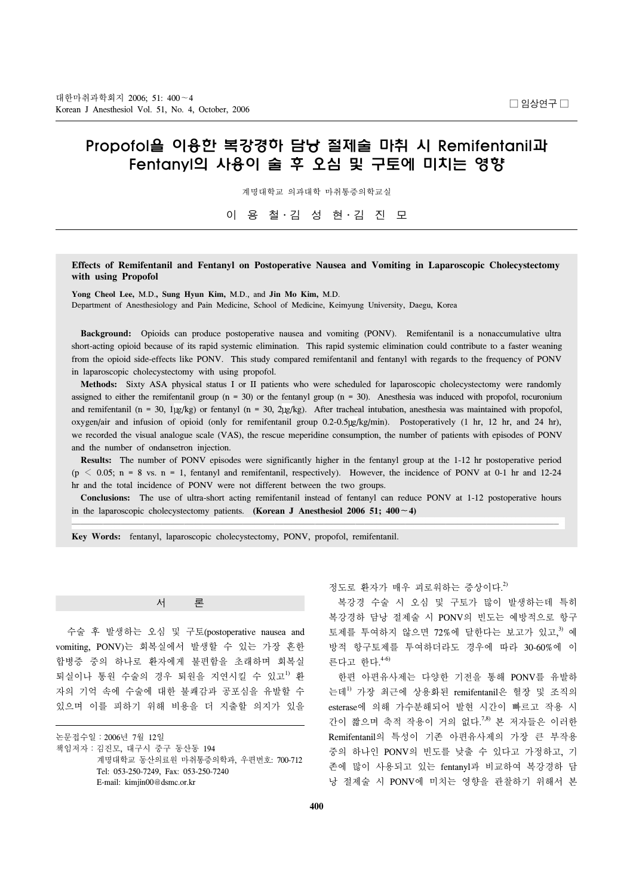□ 임상연구 □

# Propofol을 이용한 복강경하 담낭 절제술 마취 시 Remifentanil과 Fentanyl의 사용이 술 후 오심 및 구토에 미치는 영향

계명대학교 의과대학 마취통증의학교실

이 용 철 · 김 성 현 · 김 진 모

## Effects of Remifentanil and Fentanyl on Postoperative Nausea and Vomiting in Laparoscopic Cholecystectomy with using Propofol

**Yong Cheol Lee,** M.D.**, Sung Hyun Kim,** M.D., and **Jin Mo Kim,** M.D.

Department of Anesthesiology and Pain Medicine, School of Medicine, Keimyung University, Daegu, Korea

**Background:** Opioids can produce postoperative nausea and vomiting (PONV). Remifentanil is a nonaccumulative ultra short-acting opioid because of its rapid systemic elimination. This rapid systemic elimination could contribute to a faster weaning from the opioid side-effects like PONV. This study compared remifentanil and fentanyl with regards to the frequency of PONV in laparoscopic cholecystectomy with using propofol.

**Methods:** Sixty ASA physical status I or II patients who were scheduled for laparoscopic cholecystectomy were randomly assigned to either the remifentanil group (n = 30) or the fentanyl group (n = 30). Anesthesia was induced with propofol, rocuronium and remifentanil (n = 30, 1μg/kg) or fentanyl (n = 30, 2μg/kg). After tracheal intubation, anesthesia was maintained with propofol, oxygen/air and infusion of opioid (only for remifentanil group 0.2-0.5μg/kg/min). Postoperatively (1 hr, 12 hr, and 24 hr), we recorded the visual analogue scale (VAS), the rescue meperidine consumption, the number of patients with episodes of PONV and the number of ondansetron injection.

**Results:** The number of PONV episodes were significantly higher in the fentanyl group at the 1-12 hr postoperative period ($p < 0.05$; n = 8 vs. n = 1, fentanyl and remifentanil, respectively). However, the incidence of PONV at 0-1 hr and 12-24 hr and the total incidence of PONV were not different between the two groups.

**Conclusions:** The use of ultra-short acting remifentanil instead of fentanyl can reduce PONV at 1-12 postoperative hours in the laparoscopic cholecystectomy patients. **(Korean J Anesthesiol 2006 51; 400～4)**

**Key Words:** fentanyl, laparoscopic cholecystectomy, PONV, propofol, remifentanil.

## 서 론

수술 후 발생하는 오심 및 구토(postoperative nausea and vomiting, PONV)는 회복실에서 발생할 수 있는 가장 흔한 합병증 중의 하나로 환자에게 불편함을 초래하며 회복실 퇴실이나 통원 수술의 경우 퇴원을 지연시킬 수 있고[1] 환자의 기억 속에 수술에 대한 불쾌감과 공포심을 유발할 수 있으며 이를 피하기 위해 비용을 더 지출할 의지가 있을 정도로 환자가 매우 괴로워하는 증상이다.[2]

복강경 수술 시 오심 및 구토가 많이 발생하는데 특히 복강경하 담낭 절제술 시 PONV의 빈도는 예방적으로 항구토제를 투여하지 않으면 72%에 달한다는 보고가 있고,[3] 예방적 항구토제를 투여하더라도 경우에 따라 30-60%에 이른다고 한다.[4-6)]

한편 아편유사제는 다양한 기전을 통해 PONV를 유발하는데[1] 가장 최근에 상용화된 remifentanil은 혈장 및 조직의 esterase에 의해 가수분해되어 발현 시간이 빠르고 작용 시간이 짧으며 축적 작용이 거의 없다.[7,8] 본 저자들은 이러한 Remifentanil의 특성이 기존 아편유사제의 가장 큰 부작용 중의 하나인 PONV의 빈도를 낮출 수 있다고 가정하고, 기존에 많이 사용되고 있는 fentanyl과 비교하여 복강경하 담낭 절제술 시 PONV에 미치는 영향을 관찰하기 위해서 본

---

논문접수일 : 2006년 7월 12일

책임저자 : 김진모, 대구시 중구 동산동 194
계명대학교 동산의료원 마취통증의학과, 우편번호: 700-712
Tel: 053-250-7249, Fax: 053-250-7240
E-mail: kimjin00@dsmc.or.kr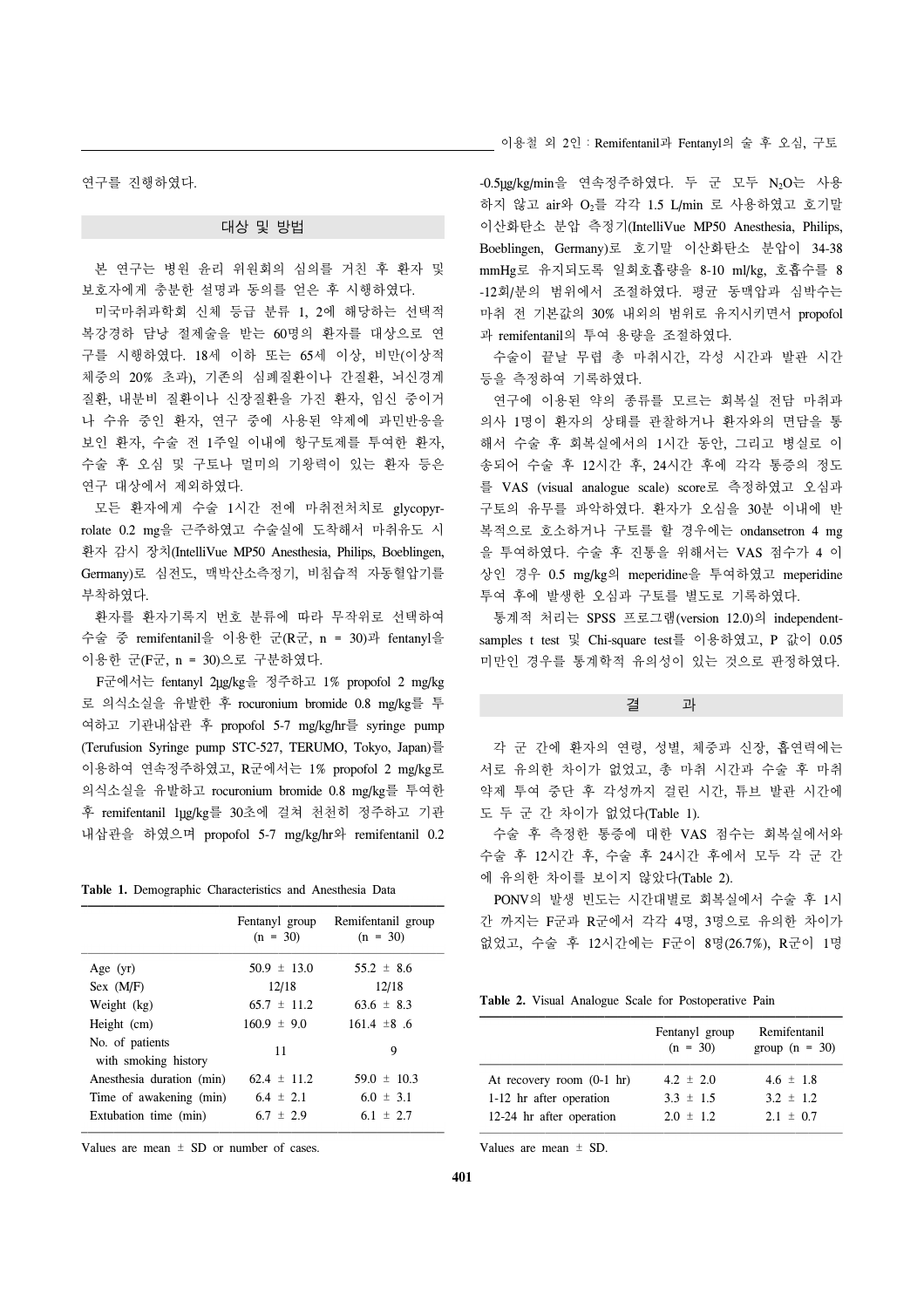연구를 진행하였다.

## 대상 및 방법

본 연구는 병원 윤리 위원회의 심의를 거친 후 환자 및 보호자에게 충분한 설명과 동의를 얻은 후 시행하였다.

미국마취과학회 신체 등급 분류 1, 2에 해당하는 선택적 복강경하 담낭 절제술을 받는 60명의 환자를 대상으로 연구를 시행하였다. 18세 이하 또는 65세 이상, 비만(이상적 체중의 20% 초과), 기존의 심폐질환이나 간질환, 뇌신경계 질환, 내분비 질환이나 신장질환을 가진 환자, 임신 중이거나 수유 중인 환자, 연구 중에 사용된 약제에 과민반응을 보인 환자, 수술 전 1주일 이내에 항구토제를 투여한 환자, 수술 후 오심 및 구토나 멀미의 기왕력이 있는 환자 등은 연구 대상에서 제외하였다.

모든 환자에게 수술 1시간 전에 마취전처치로 glycopyrrolate 0.2 mg을 근주하였고 수술실에 도착해서 마취유도 시 환자 감시 장치(IntelliVue MP50 Anesthesia, Philips, Boeblingen, Germany)로 심전도, 맥박산소측정기, 비침습적 자동혈압기를 부착하였다.

환자를 환자기록지 번호 분류에 따라 무작위로 선택하여 수술 중 remifentanil을 이용한 군(R군, n = 30)과 fentanyl을 이용한 군(F군, n = 30)으로 구분하였다.

F군에서는 fentanyl 2μg/kg을 정주하고 1% propofol 2 mg/kg로 의식소실을 유발한 후 rocuronium bromide 0.8 mg/kg를 투여하고 기관내삽관 후 propofol 5-7 mg/kg/hr를 syringe pump (Terufusion Syringe pump STC-527, TERUMO, Tokyo, Japan)를 이용하여 연속정주하였고, R군에서는 1% propofol 2 mg/kg로 의식소실을 유발하고 rocuronium bromide 0.8 mg/kg를 투여한 후 remifentanil 1μg/kg를 30초에 걸쳐 천천히 정주하고 기관내삽관을 하였으며 propofol 5-7 mg/kg/hr와 remifentanil 0.2-0.5μg/kg/min을 연속정주하였다. 두 군 모두 $N_2O$는 사용하지 않고 air와 $O_2$를 각각 1.5 L/min 로 사용하였고 호기말 이산화탄소 분압 측정기(IntelliVue MP50 Anesthesia, Philips, Boeblingen, Germany)로 호기말 이산화탄소 분압이 34-38 mmHg로 유지되도록 일회호흡량을 8-10 ml/kg, 호흡수를 8-12회/분의 범위에서 조절하였다. 평균 동맥압과 심박수는 마취 전 기본값의 30% 내외의 범위로 유지시키면서 propofol과 remifentanil의 투여 용량을 조절하였다.

수술이 끝날 무렵 총 마취시간, 각성 시간과 발관 시간 등을 측정하여 기록하였다.

연구에 이용된 약의 종류를 모르는 회복실 전담 마취과 의사 1명이 환자의 상태를 관찰하거나 환자와의 면담을 통해서 수술 후 회복실에서의 1시간 동안, 그리고 병실로 이송되어 수술 후 12시간 후, 24시간 후에 각각 통증의 정도를 VAS (visual analogue scale) score로 측정하였고 오심과 구토의 유무를 파악하였다. 환자가 오심을 30분 이내에 반복적으로 호소하거나 구토를 할 경우에는 ondansetron 4 mg을 투여하였다. 수술 후 진통을 위해서는 VAS 점수가 4 이상인 경우 0.5 mg/kg의 meperidine을 투여하였고 meperidine 투여 후에 발생한 오심과 구토를 별도로 기록하였다.

통계적 처리는 SPSS 프로그램(version 12.0)의 independent-samples t test 및 Chi-square test를 이용하였고, P 값이 0.05 미만인 경우를 통계학적 유의성이 있는 것으로 판정하였다.

**Table 1.** Demographic Characteristics and Anesthesia Data

| | Fentanyl group (n = 30) | Remifentanil group (n = 30) |
|---|---|---|
| Age (yr) | 50.9 ± 13.0 | 55.2 ± 8.6 |
| Sex (M/F) | 12/18 | 12/18 |
| Weight (kg) | 65.7 ± 11.2 | 63.6 ± 8.3 |
| Height (cm) | 160.9 ± 9.0 | 161.4 ±8 .6 |
| No. of patients with smoking history | 11 | 9 |
| Anesthesia duration (min) | 62.4 ± 11.2 | 59.0 ± 10.3 |
| Time of awakening (min) | 6.4 ± 2.1 | 6.0 ± 3.1 |
| Extubation time (min) | 6.7 ± 2.9 | 6.1 ± 2.7 |

Values are mean ± SD or number of cases.

## 결 과

각 군 간에 환자의 연령, 성별, 체중과 신장, 흡연력에는 서로 유의한 차이가 없었고, 총 마취 시간과 수술 후 마취약제 투여 중단 후 각성까지 걸린 시간, 튜브 발관 시간에도 두 군 간 차이가 없었다(Table 1).

수술 후 측정한 통증에 대한 VAS 점수는 회복실에서와 수술 후 12시간 후, 수술 후 24시간 후에서 모두 각 군 간에 유의한 차이를 보이지 않았다(Table 2).

PONV의 발생 빈도는 시간대별로 회복실에서 수술 후 1시간 까지는 F군과 R군에서 각각 4명, 3명으로 유의한 차이가 없었고, 수술 후 12시간에는 F군이 8명(26.7%), R군이 1명

**Table 2.** Visual Analogue Scale for Postoperative Pain

| | Fentanyl group (n = 30) | Remifentanil group (n = 30) |
|---|---|---|
| At recovery room (0-1 hr) | 4.2 ± 2.0 | 4.6 ± 1.8 |
| 1-12 hr after operation | 3.3 ± 1.5 | 3.2 ± 1.2 |
| 12-24 hr after operation | 2.0 ± 1.2 | 2.1 ± 0.7 |

Values are mean ± SD.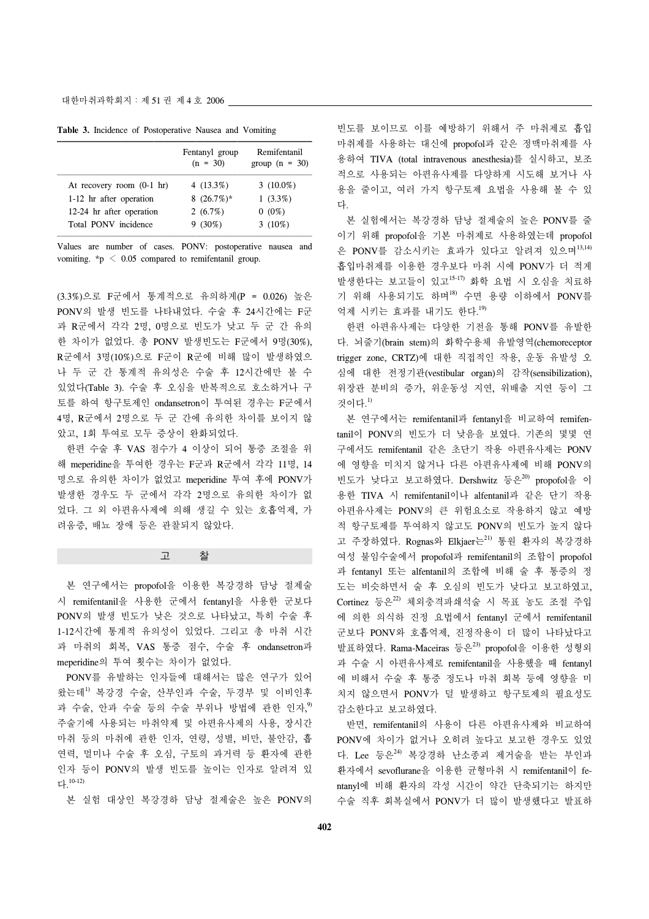**Table 3.** Incidence of Postoperative Nausea and Vomiting

| | Fentanyl group (n = 30) | Remifentanil group (n = 30) |
|---|---|---|
| At recovery room (0-1 hr) | 4 (13.3%) | 3 (10.0%) |
| 1-12 hr after operation | 8 (26.7%)* | 1 (3.3%) |
| 12-24 hr after operation | 2 (6.7%) | 0 (0%) |
| Total PONV incidence | 9 (30%) | 3 (10%) |

Values are number of cases. PONV: postoperative nausea and vomiting. *$p < 0.05$ compared to remifentanil group.

(3.3%)으로 F군에서 통계적으로 유의하게(P = 0.026) 높은 PONV의 발생 빈도를 나타내었다. 수술 후 24시간에는 F군과 R군에서 각각 2명, 0명으로 빈도가 낮고 두 군 간 유의한 차이가 없었다. 총 PONV 발생빈도는 F군에서 9명(30%), R군에서 3명(10%)으로 F군이 R군에 비해 많이 발생하였으나 두 군 간 통계적 유의성은 수술 후 12시간에만 볼 수 있었다(Table 3). 수술 후 오심을 반복적으로 호소하거나 구토를 하여 항구토제인 ondansetron이 투여된 경우는 F군에서 4명, R군에서 2명으로 두 군 간에 유의한 차이를 보이지 않았고, 1회 투여로 모두 증상이 완화되었다.

한편 수술 후 VAS 점수가 4 이상이 되어 통증 조절을 위해 meperidine을 투여한 경우는 F군과 R군에서 각각 11명, 14명으로 유의한 차이가 없었고 meperidine 투여 후에 PONV가 발생한 경우도 두 군에서 각각 2명으로 유의한 차이가 없었다. 그 외 아편유사제에 의해 생길 수 있는 호흡억제, 가려움증, 배뇨 장애 등은 관찰되지 않았다.

## 고 찰

본 연구에서는 propofol을 이용한 복강경하 담낭 절제술 시 remifentanil을 사용한 군에서 fentanyl을 사용한 군보다 PONV의 발생 빈도가 낮은 것으로 나타났고, 특히 수술 후 1-12시간에 통계적 유의성이 있었다. 그리고 총 마취 시간과 마취의 회복, VAS 통증 점수, 수술 후 ondansetron과 meperidine의 투여 횟수는 차이가 없었다.

PONV를 유발하는 인자들에 대해서는 많은 연구가 있어 왔는데[1] 복강경 수술, 산부인과 수술, 두경부 및 이비인후과 수술, 안과 수술 등의 수술 부위나 방법에 관한 인자,[9] 주술기에 사용되는 마취약제 및 아편유사제의 사용, 장시간 마취 등의 마취에 관한 인자, 연령, 성별, 비만, 불안감, 흡연력, 멀미나 수술 후 오심, 구토의 과거력 등 환자에 관한 인자 등이 PONV의 발생 빈도를 높이는 인자로 알려져 있다.[10-12)]

본 실험 대상인 복강경하 담낭 절제술은 높은 PONV의 빈도를 보이므로 이를 예방하기 위해서 주 마취제로 흡입마취제를 사용하는 대신에 propofol과 같은 정맥마취제를 사용하여 TIVA (total intravenous anesthesia)를 실시하고, 보조적으로 사용되는 아편유사제를 다양하게 시도해 보거나 사용을 줄이고, 여러 가지 항구토제 요법을 사용해 볼 수 있다.

본 실험에서는 복강경하 담낭 절제술의 높은 PONV를 줄이기 위해 propofol을 기본 마취제로 사용하였는데 propofol은 PONV를 감소시키는 효과가 있다고 알려져 있으며[13,14] 흡입마취제를 이용한 경우보다 마취 시에 PONV가 더 적게 발생한다는 보고들이 있고[15-17] 화학 요법 시 오심을 치료하기 위해 사용되기도 하며[18] 수면 용량 이하에서 PONV를 억제 시키는 효과를 내기도 한다.[19]

한편 아편유사제는 다양한 기전을 통해 PONV를 유발한다. 뇌줄기(brain stem)의 화학수용체 유발영역(chemoreceptor trigger zone, CRTZ)에 대한 직접적인 작용, 운동 유발성 오심에 대한 전정기관(vestibular organ)의 감작(sensibilization), 위장관 분비의 증가, 위운동성 지연, 위배출 지연 등이 그것이다.[1]

본 연구에서는 remifentanil과 fentanyl을 비교하여 remifentanil이 PONV의 빈도가 더 낮음을 보였다. 기존의 몇몇 연구에서도 remifentanil 같은 초단기 작용 아편유사제는 PONV에 영향을 미치지 않거나 다른 아편유사제에 비해 PONV의 빈도가 낮다고 보고하였다. Dershwitz 등은[20] propofol을 이용한 TIVA 시 remifentanil이나 alfentanil과 같은 단기 작용 아편유사제는 PONV의 큰 위험요소로 작용하지 않고 예방적 항구토제를 투여하지 않고도 PONV의 빈도가 높지 않다고 주장하였다. Rognas와 Elkjaer는[21] 통원 환자의 복강경하 여성 불임수술에서 propofol과 remifentanil의 조합이 propofol과 fentanyl 또는 alfentanil의 조합에 비해 술 후 통증의 정도는 비슷하면서 술 후 오심의 빈도가 낮다고 보고하였고, Cortinez 등은[22] 체외충격파쇄석술 시 목표 농도 조절 주입에 의한 의식하 진정 요법에서 fentanyl 군에서 remifentanil 군보다 PONV와 호흡억제, 진정작용이 더 많이 나타났다고 발표하였다. Rama-Maceiras 등은[23] propofol을 이용한 성형외과 수술 시 아편유사제로 remifentanil을 사용했을 때 fentanyl에 비해서 수술 후 통증 정도나 마취 회복 등에 영향을 미치지 않으면서 PONV가 덜 발생하고 항구토제의 필요성도 감소한다고 보고하였다.

반면, remifentanil의 사용이 다른 아편유사제와 비교하여 PONV에 차이가 없거나 오히려 높다고 보고한 경우도 있었다. Lee 등은[24] 복강경하 난소종괴 제거술을 받는 부인과 환자에서 sevoflurane을 이용한 균형마취 시 remifentanil이 fentanyl에 비해 환자의 각성 시간이 약간 단축되기는 하지만 수술 직후 회복실에서 PONV가 더 많이 발생했다고 발표하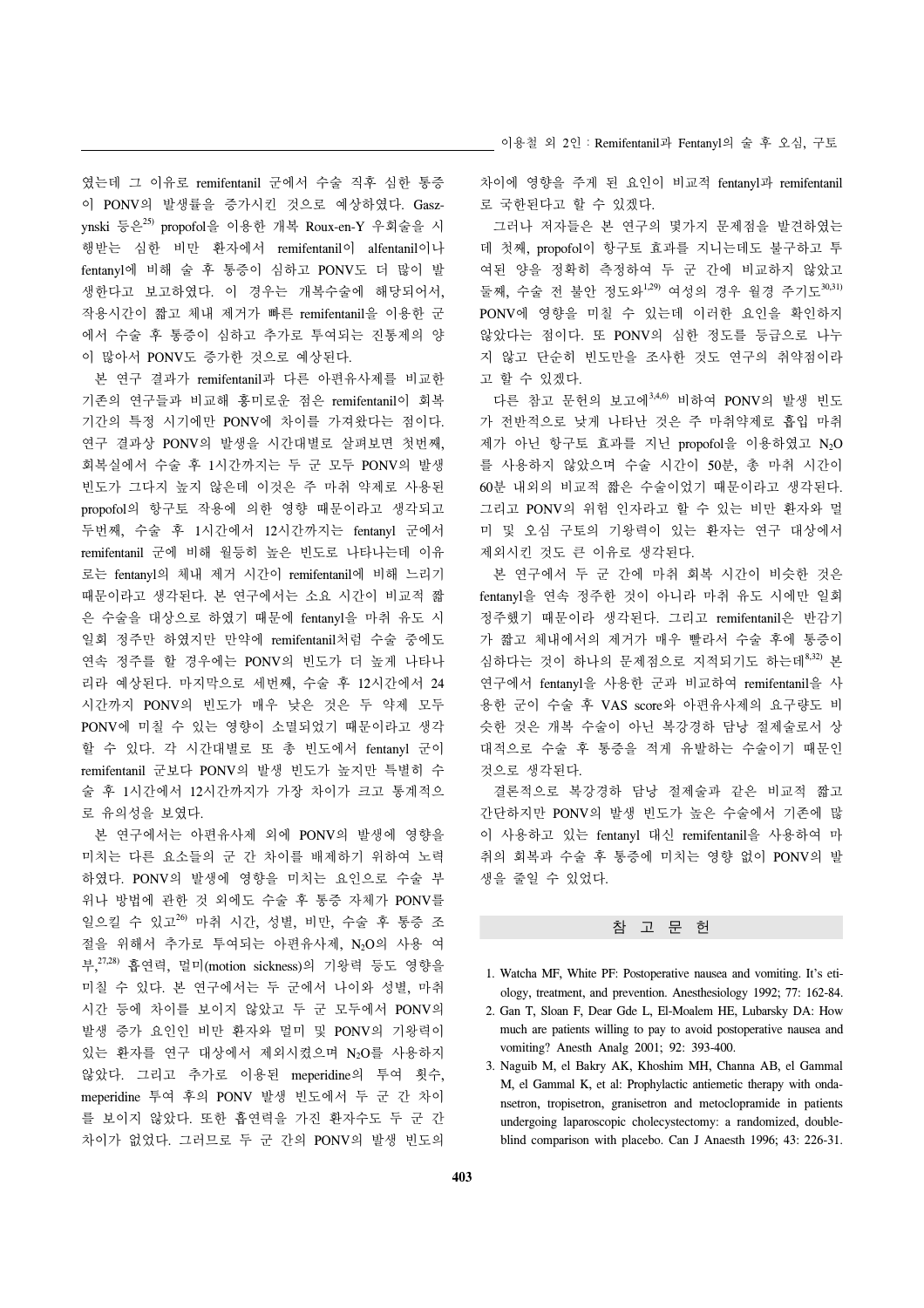였는데 그 이유로 remifentanil 군에서 수술 직후 심한 통증이 PONV의 발생률을 증가시킨 것으로 예상하였다. Gaszynski 등은[25] propofol을 이용한 개복 Roux-en-Y 우회술을 시행받는 심한 비만 환자에서 remifentanil이 alfentanil이나 fentanyl에 비해 술 후 통증이 심하고 PONV도 더 많이 발생한다고 보고하였다. 이 경우는 개복수술에 해당되어서, 작용시간이 짧고 체내 제거가 빠른 remifentanil을 이용한 군에서 수술 후 통증이 심하고 추가로 투여되는 진통제의 양이 많아서 PONV도 증가한 것으로 예상된다.

본 연구 결과가 remifentanil과 다른 아편유사제를 비교한 기존의 연구들과 비교해 흥미로운 점은 remifentanil이 회복기간의 특정 시기에만 PONV에 차이를 가져왔다는 점이다. 연구 결과상 PONV의 발생을 시간대별로 살펴보면 첫번째, 회복실에서 수술 후 1시간까지는 두 군 모두 PONV의 발생 빈도가 그다지 높지 않은데 이것은 주 마취 약제로 사용된 propofol의 항구토 작용에 의한 영향 때문이라고 생각되고 두번째, 수술 후 1시간에서 12시간까지는 fentanyl 군에서 remifentanil 군에 비해 월등히 높은 빈도로 나타나는데 이유로는 fentanyl의 체내 제거 시간이 remifentanil에 비해 느리기 때문이라고 생각된다. 본 연구에서는 소요 시간이 비교적 짧은 수술을 대상으로 하였기 때문에 fentanyl을 마취 유도 시 일회 정주만 하였지만 만약에 remifentanil처럼 수술 중에도 연속 정주를 할 경우에는 PONV의 빈도가 더 높게 나타나리라 예상된다. 마지막으로 세번째, 수술 후 12시간에서 24시간까지 PONV의 빈도가 매우 낮은 것은 두 약제 모두 PONV에 미칠 수 있는 영향이 소멸되었기 때문이라고 생각할 수 있다. 각 시간대별로 또 총 빈도에서 fentanyl 군이 remifentanil 군보다 PONV의 발생 빈도가 높지만 특별히 수술 후 1시간에서 12시간까지가 가장 차이가 크고 통계적으로 유의성을 보였다.

본 연구에서는 아편유사제 외에 PONV의 발생에 영향을 미치는 다른 요소들의 군 간 차이를 배제하기 위하여 노력하였다. PONV의 발생에 영향을 미치는 요인으로 수술 부위나 방법에 관한 것 외에도 수술 후 통증 자체가 PONV를 일으킬 수 있고[26] 마취 시간, 성별, 비만, 수술 후 통증 조절을 위해서 추가로 투여되는 아편유사제, $N_2O$의 사용 여부,[27,28] 흡연력, 멀미(motion sickness)의 기왕력 등도 영향을 미칠 수 있다. 본 연구에서는 두 군에서 나이와 성별, 마취 시간 등에 차이를 보이지 않았고 두 군 모두에서 PONV의 발생 증가 요인인 비만 환자와 멀미 및 PONV의 기왕력이 있는 환자를 연구 대상에서 제외시켰으며 $N_2O$를 사용하지 않았다. 그리고 추가로 이용된 meperidine의 투여 횟수, meperidine 투여 후의 PONV 발생 빈도에서 두 군 간 차이를 보이지 않았다. 또한 흡연력을 가진 환자수도 두 군 간 차이가 없었다. 그러므로 두 군 간의 PONV의 발생 빈도의 차이에 영향을 주게 된 요인이 비교적 fentanyl과 remifentanil로 국한된다고 할 수 있겠다.

그러나 저자들은 본 연구의 몇가지 문제점을 발견하였는데 첫째, propofol이 항구토 효과를 지니는데도 불구하고 투여된 양을 정확히 측정하여 두 군 간에 비교하지 않았고 둘째, 수술 전 불안 정도와[1,29] 여성의 경우 월경 주기도[30,31] PONV에 영향을 미칠 수 있는데 이러한 요인을 확인하지 않았다는 점이다. 또 PONV의 심한 정도를 등급으로 나누지 않고 단순히 빈도만을 조사한 것도 연구의 취약점이라고 할 수 있겠다.

다른 참고 문헌의 보고에[3,4,6] 비하여 PONV의 발생 빈도가 전반적으로 낮게 나타난 것은 주 마취약제로 흡입 마취제가 아닌 항구토 효과를 지닌 propofol을 이용하였고 $N_2O$를 사용하지 않았으며 수술 시간이 50분, 총 마취 시간이 60분 내외의 비교적 짧은 수술이었기 때문이라고 생각된다. 그리고 PONV의 위험 인자라고 할 수 있는 비만 환자와 멀미 및 오심 구토의 기왕력이 있는 환자는 연구 대상에서 제외시킨 것도 큰 이유로 생각된다.

본 연구에서 두 군 간에 마취 회복 시간이 비슷한 것은 fentanyl을 연속 정주한 것이 아니라 마취 유도 시에만 일회 정주했기 때문이라 생각된다. 그리고 remifentanil은 반감기가 짧고 체내에서의 제거가 매우 빨라서 수술 후에 통증이 심하다는 것이 하나의 문제점으로 지적되기도 하는데[8,32] 본 연구에서 fentanyl을 사용한 군과 비교하여 remifentanil을 사용한 군이 수술 후 VAS score와 아편유사제의 요구량도 비슷한 것은 개복 수술이 아닌 복강경하 담낭 절제술로서 상대적으로 수술 후 통증을 적게 유발하는 수술이기 때문인 것으로 생각된다.

결론적으로 복강경하 담낭 절제술과 같은 비교적 짧고 간단하지만 PONV의 발생 빈도가 높은 수술에서 기존에 많이 사용하고 있는 fentanyl 대신 remifentanil을 사용하여 마취의 회복과 수술 후 통증에 미치는 영향 없이 PONV의 발생을 줄일 수 있었다.

## 참 고 문 헌

1. Watcha MF, White PF: Postoperative nausea and vomiting. It's etiology, treatment, and prevention. Anesthesiology 1992; 77: 162-84.
2. Gan T, Sloan F, Dear Gde L, El-Moalem HE, Lubarsky DA: How much are patients willing to pay to avoid postoperative nausea and vomiting? Anesth Analg 2001; 92: 393-400.
3. Naguib M, el Bakry AK, Khoshim MH, Channa AB, el Gammal M, el Gammal K, et al: Prophylactic antiemetic therapy with ondansetron, tropisetron, granisetron and metoclopramide in patients undergoing laparoscopic cholecystectomy: a randomized, double-blind comparison with placebo. Can J Anaesth 1996; 43: 226-31.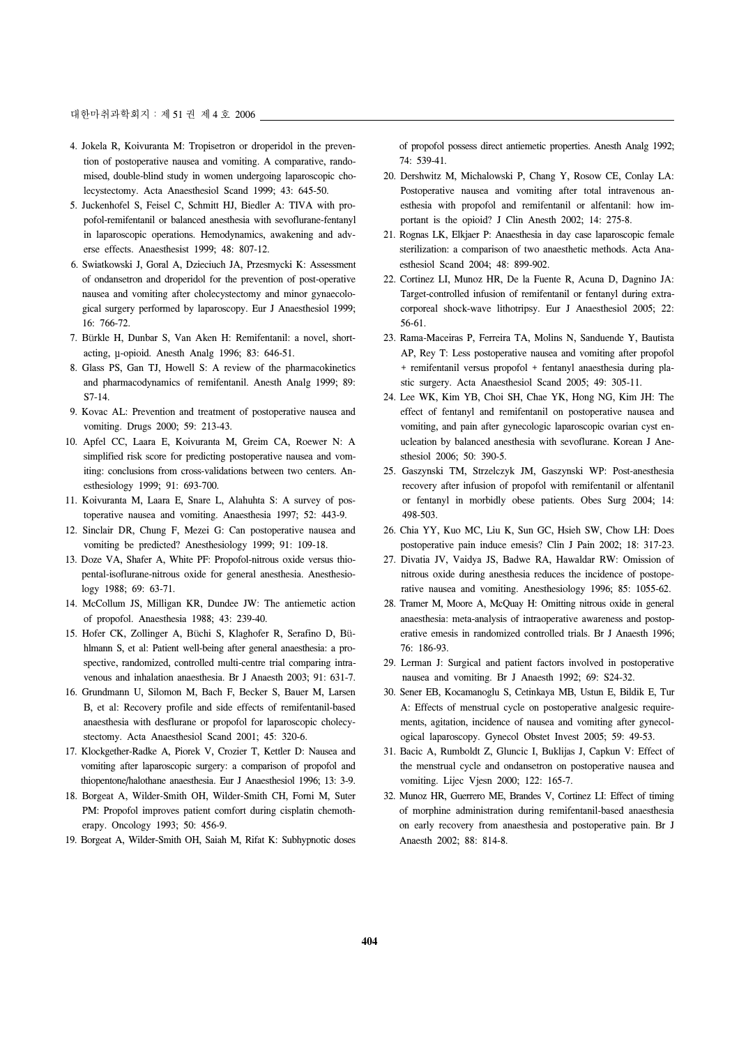4. Jokela R, Koivuranta M: Tropisetron or droperidol in the prevention of postoperative nausea and vomiting. A comparative, randomised, double-blind study in women undergoing laparoscopic cholecystectomy. Acta Anaesthesiol Scand 1999; 43: 645-50.
5. Juckenhofel S, Feisel C, Schmitt HJ, Biedler A: TIVA with propofol-remifentanil or balanced anesthesia with sevoflurane-fentanyl in laparoscopic operations. Hemodynamics, awakening and adverse effects. Anaesthesist 1999; 48: 807-12.
6. Swiatkowski J, Goral A, Dzieciuch JA, Przesmycki K: Assessment of ondansetron and droperidol for the prevention of post-operative nausea and vomiting after cholecystectomy and minor gynaecological surgery performed by laparoscopy. Eur J Anaesthesiol 1999; 16: 766-72.
7. Bürkle H, Dunbar S, Van Aken H: Remifentanil: a novel, short-acting, μ-opioid. Anesth Analg 1996; 83: 646-51.
8. Glass PS, Gan TJ, Howell S: A review of the pharmacokinetics and pharmacodynamics of remifentanil. Anesth Analg 1999; 89: S7-14.
9. Kovac AL: Prevention and treatment of postoperative nausea and vomiting. Drugs 2000; 59: 213-43.
10. Apfel CC, Laara E, Koivuranta M, Greim CA, Roewer N: A simplified risk score for predicting postoperative nausea and vomiting: conclusions from cross-validations between two centers. Anesthesiology 1999; 91: 693-700.
11. Koivuranta M, Laara E, Snare L, Alahuhta S: A survey of postoperative nausea and vomiting. Anaesthesia 1997; 52: 443-9.
12. Sinclair DR, Chung F, Mezei G: Can postoperative nausea and vomiting be predicted? Anesthesiology 1999; 91: 109-18.
13. Doze VA, Shafer A, White PF: Propofol-nitrous oxide versus thiopental-isoflurane-nitrous oxide for general anesthesia. Anesthesiology 1988; 69: 63-71.
14. McCollum JS, Milligan KR, Dundee JW: The antiemetic action of propofol. Anaesthesia 1988; 43: 239-40.
15. Hofer CK, Zollinger A, Büchi S, Klaghofer R, Serafino D, Bühlmann S, et al: Patient well-being after general anaesthesia: a prospective, randomized, controlled multi-centre trial comparing intravenous and inhalation anaesthesia. Br J Anaesth 2003; 91: 631-7.
16. Grundmann U, Silomon M, Bach F, Becker S, Bauer M, Larsen B, et al: Recovery profile and side effects of remifentanil-based anaesthesia with desflurane or propofol for laparoscopic cholecystectomy. Acta Anaesthesiol Scand 2001; 45: 320-6.
17. Klockgether-Radke A, Piorek V, Crozier T, Kettler D: Nausea and vomiting after laparoscopic surgery: a comparison of propofol and thiopentone/halothane anaesthesia. Eur J Anaesthesiol 1996; 13: 3-9.
18. Borgeat A, Wilder-Smith OH, Wilder-Smith CH, Forni M, Suter PM: Propofol improves patient comfort during cisplatin chemotherapy. Oncology 1993; 50: 456-9.
19. Borgeat A, Wilder-Smith OH, Saiah M, Rifat K: Subhypnotic doses of propofol possess direct antiemetic properties. Anesth Analg 1992; 74: 539-41.
20. Dershwitz M, Michalowski P, Chang Y, Rosow CE, Conlay LA: Postoperative nausea and vomiting after total intravenous anesthesia with propofol and remifentanil or alfentanil: how important is the opioid? J Clin Anesth 2002; 14: 275-8.
21. Rognas LK, Elkjaer P: Anaesthesia in day case laparoscopic female sterilization: a comparison of two anaesthetic methods. Acta Anaesthesiol Scand 2004; 48: 899-902.
22. Cortinez LI, Munoz HR, De la Fuente R, Acuna D, Dagnino JA: Target-controlled infusion of remifentanil or fentanyl during extracorporeal shock-wave lithotripsy. Eur J Anaesthesiol 2005; 22: 56-61.
23. Rama-Maceiras P, Ferreira TA, Molins N, Sanduende Y, Bautista AP, Rey T: Less postoperative nausea and vomiting after propofol + remifentanil versus propofol + fentanyl anaesthesia during plastic surgery. Acta Anaesthesiol Scand 2005; 49: 305-11.
24. Lee WK, Kim YB, Choi SH, Chae YK, Hong NG, Kim JH: The effect of fentanyl and remifentanil on postoperative nausea and vomiting, and pain after gynecologic laparoscopic ovarian cyst enucleation by balanced anesthesia with sevoflurane. Korean J Anesthesiol 2006; 50: 390-5.
25. Gaszynski TM, Strzelczyk JM, Gaszynski WP: Post-anesthesia recovery after infusion of propofol with remifentanil or alfentanil or fentanyl in morbidly obese patients. Obes Surg 2004; 14: 498-503.
26. Chia YY, Kuo MC, Liu K, Sun GC, Hsieh SW, Chow LH: Does postoperative pain induce emesis? Clin J Pain 2002; 18: 317-23.
27. Divatia JV, Vaidya JS, Badwe RA, Hawaldar RW: Omission of nitrous oxide during anesthesia reduces the incidence of postoperative nausea and vomiting. Anesthesiology 1996; 85: 1055-62.
28. Tramer M, Moore A, McQuay H: Omitting nitrous oxide in general anaesthesia: meta-analysis of intraoperative awareness and postoperative emesis in randomized controlled trials. Br J Anaesth 1996; 76: 186-93.
29. Lerman J: Surgical and patient factors involved in postoperative nausea and vomiting. Br J Anaesth 1992; 69: S24-32.
30. Sener EB, Kocamanoglu S, Cetinkaya MB, Ustun E, Bildik E, Tur A: Effects of menstrual cycle on postoperative analgesic requirements, agitation, incidence of nausea and vomiting after gynecological laparoscopy. Gynecol Obstet Invest 2005; 59: 49-53.
31. Bacic A, Rumboldt Z, Gluncic I, Buklijas J, Capkun V: Effect of the menstrual cycle and ondansetron on postoperative nausea and vomiting. Lijec Vjesn 2000; 122: 165-7.
32. Munoz HR, Guerrero ME, Brandes V, Cortinez LI: Effect of timing of morphine administration during remifentanil-based anaesthesia on early recovery from anaesthesia and postoperative pain. Br J Anaesth 2002; 88: 814-8.